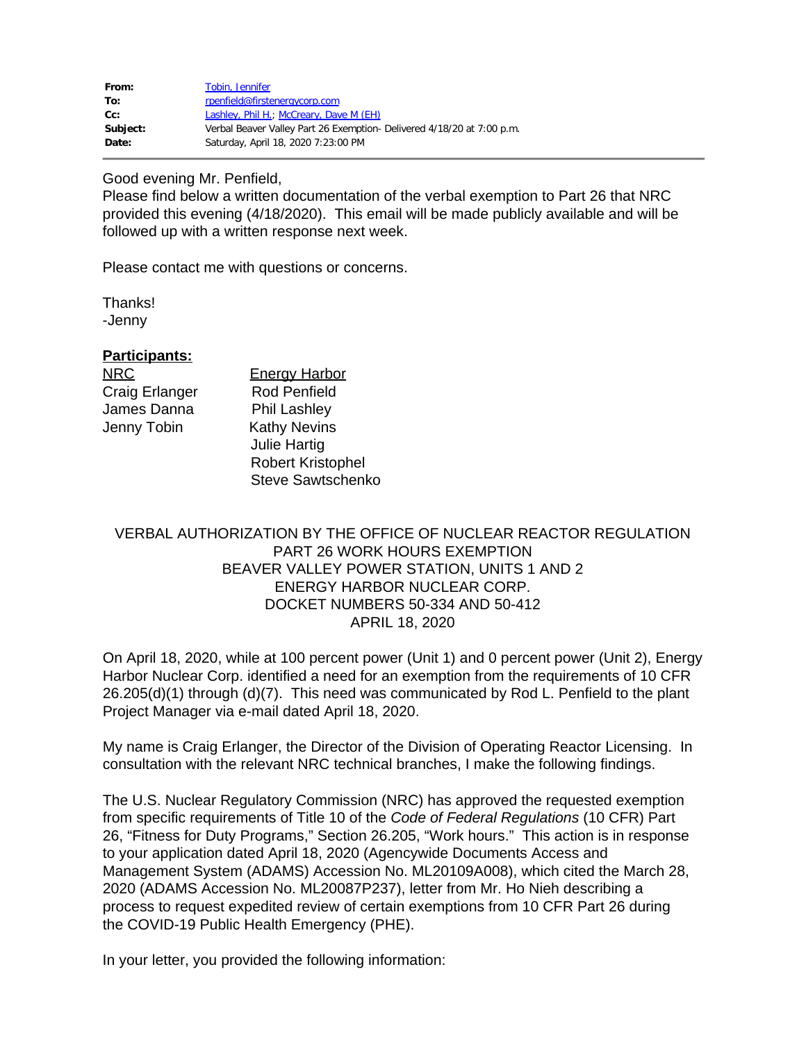| | |
|---|---|
| **From:** | Tobin, Jennifer |
| **To:** | rpenfield@firstenergycorp.com |
| **Cc:** | Lashley, Phil H.; McCreary, Dave M (EH) |
| **Subject:** | Verbal Beaver Valley Part 26 Exemption- Delivered 4/18/20 at 7:00 p.m. |
| **Date:** | Saturday, April 18, 2020 7:23:00 PM |

Good evening Mr. Penfield,
Please find below a written documentation of the verbal exemption to Part 26 that NRC provided this evening (4/18/2020). This email will be made publicly available and will be followed up with a written response next week.

Please contact me with questions or concerns.

Thanks!
-Jenny

**Participants:**

| NRC | Energy Harbor |
|---|---|
| Craig Erlanger | Rod Penfield |
| James Danna | Phil Lashley |
| Jenny Tobin | Kathy Nevins |
| | Julie Hartig |
| | Robert Kristophel |
| | Steve Sawtschenko |

VERBAL AUTHORIZATION BY THE OFFICE OF NUCLEAR REACTOR REGULATION
PART 26 WORK HOURS EXEMPTION
BEAVER VALLEY POWER STATION, UNITS 1 AND 2
ENERGY HARBOR NUCLEAR CORP.
DOCKET NUMBERS 50-334 AND 50-412
APRIL 18, 2020

On April 18, 2020, while at 100 percent power (Unit 1) and 0 percent power (Unit 2), Energy Harbor Nuclear Corp. identified a need for an exemption from the requirements of 10 CFR 26.205(d)(1) through (d)(7). This need was communicated by Rod L. Penfield to the plant Project Manager via e-mail dated April 18, 2020.

My name is Craig Erlanger, the Director of the Division of Operating Reactor Licensing. In consultation with the relevant NRC technical branches, I make the following findings.

The U.S. Nuclear Regulatory Commission (NRC) has approved the requested exemption from specific requirements of Title 10 of the *Code of Federal Regulations* (10 CFR) Part 26, "Fitness for Duty Programs," Section 26.205, "Work hours." This action is in response to your application dated April 18, 2020 (Agencywide Documents Access and Management System (ADAMS) Accession No. ML20109A008), which cited the March 28, 2020 (ADAMS Accession No. ML20087P237), letter from Mr. Ho Nieh describing a process to request expedited review of certain exemptions from 10 CFR Part 26 during the COVID-19 Public Health Emergency (PHE).

In your letter, you provided the following information: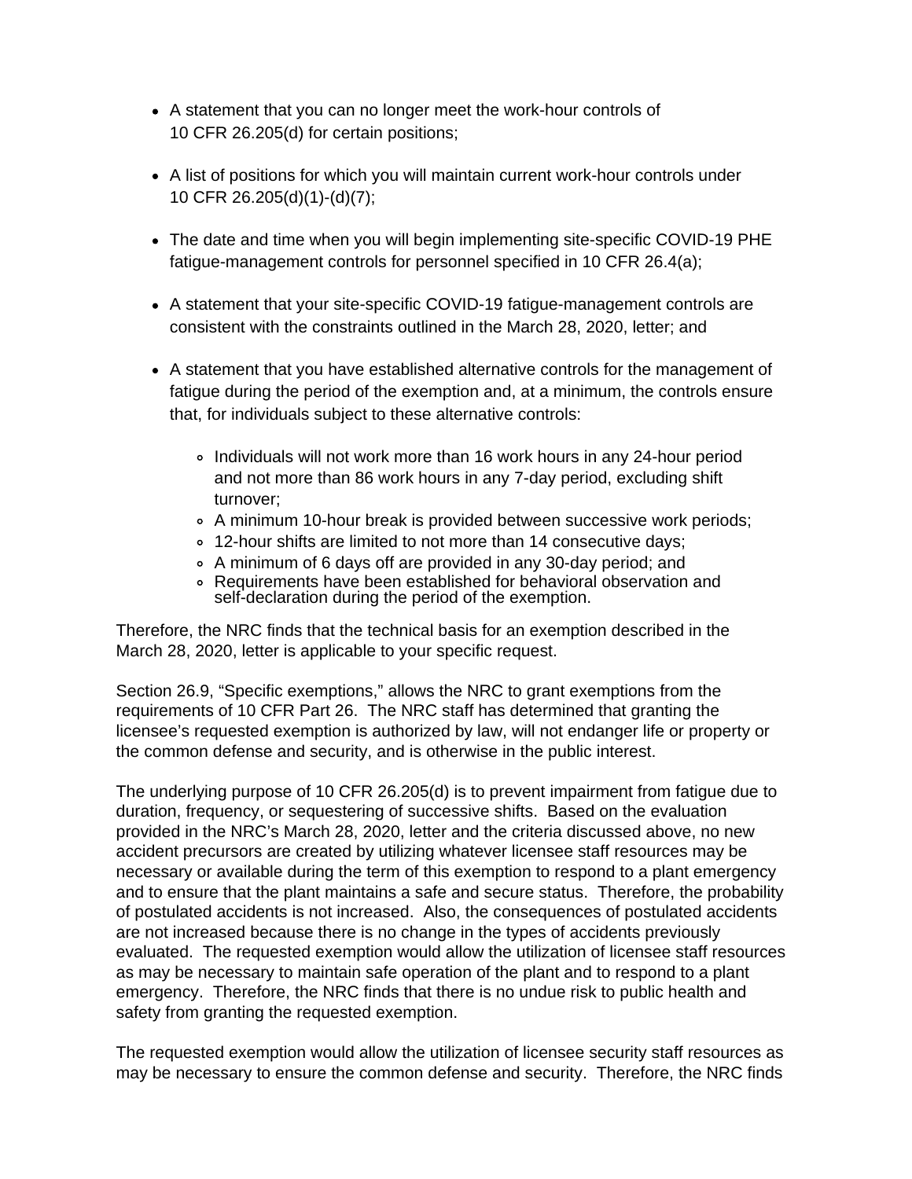- A statement that you can no longer meet the work-hour controls of 10 CFR 26.205(d) for certain positions;

- A list of positions for which you will maintain current work-hour controls under 10 CFR 26.205(d)(1)-(d)(7);

- The date and time when you will begin implementing site-specific COVID-19 PHE fatigue-management controls for personnel specified in 10 CFR 26.4(a);

- A statement that your site-specific COVID-19 fatigue-management controls are consistent with the constraints outlined in the March 28, 2020, letter; and

- A statement that you have established alternative controls for the management of fatigue during the period of the exemption and, at a minimum, the controls ensure that, for individuals subject to these alternative controls:

    - Individuals will not work more than 16 work hours in any 24-hour period and not more than 86 work hours in any 7-day period, excluding shift turnover;
    - A minimum 10-hour break is provided between successive work periods;
    - 12-hour shifts are limited to not more than 14 consecutive days;
    - A minimum of 6 days off are provided in any 30-day period; and
    - Requirements have been established for behavioral observation and self-declaration during the period of the exemption.

Therefore, the NRC finds that the technical basis for an exemption described in the March 28, 2020, letter is applicable to your specific request.

Section 26.9, "Specific exemptions," allows the NRC to grant exemptions from the requirements of 10 CFR Part 26. The NRC staff has determined that granting the licensee's requested exemption is authorized by law, will not endanger life or property or the common defense and security, and is otherwise in the public interest.

The underlying purpose of 10 CFR 26.205(d) is to prevent impairment from fatigue due to duration, frequency, or sequestering of successive shifts. Based on the evaluation provided in the NRC's March 28, 2020, letter and the criteria discussed above, no new accident precursors are created by utilizing whatever licensee staff resources may be necessary or available during the term of this exemption to respond to a plant emergency and to ensure that the plant maintains a safe and secure status. Therefore, the probability of postulated accidents is not increased. Also, the consequences of postulated accidents are not increased because there is no change in the types of accidents previously evaluated. The requested exemption would allow the utilization of licensee staff resources as may be necessary to maintain safe operation of the plant and to respond to a plant emergency. Therefore, the NRC finds that there is no undue risk to public health and safety from granting the requested exemption.

The requested exemption would allow the utilization of licensee security staff resources as may be necessary to ensure the common defense and security. Therefore, the NRC finds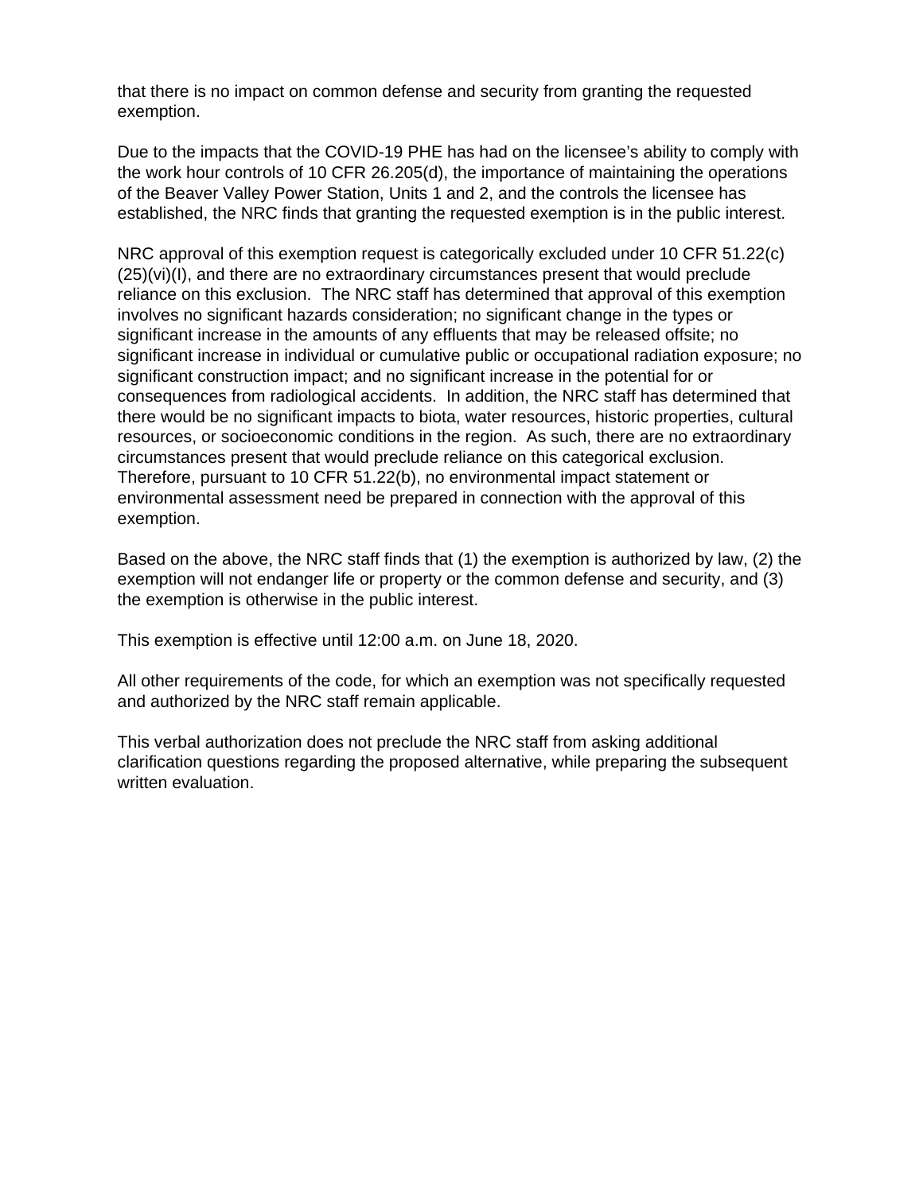that there is no impact on common defense and security from granting the requested exemption.

Due to the impacts that the COVID-19 PHE has had on the licensee's ability to comply with the work hour controls of 10 CFR 26.205(d), the importance of maintaining the operations of the Beaver Valley Power Station, Units 1 and 2, and the controls the licensee has established, the NRC finds that granting the requested exemption is in the public interest.

NRC approval of this exemption request is categorically excluded under 10 CFR 51.22(c)(25)(vi)(I), and there are no extraordinary circumstances present that would preclude reliance on this exclusion. The NRC staff has determined that approval of this exemption involves no significant hazards consideration; no significant change in the types or significant increase in the amounts of any effluents that may be released offsite; no significant increase in individual or cumulative public or occupational radiation exposure; no significant construction impact; and no significant increase in the potential for or consequences from radiological accidents. In addition, the NRC staff has determined that there would be no significant impacts to biota, water resources, historic properties, cultural resources, or socioeconomic conditions in the region. As such, there are no extraordinary circumstances present that would preclude reliance on this categorical exclusion. Therefore, pursuant to 10 CFR 51.22(b), no environmental impact statement or environmental assessment need be prepared in connection with the approval of this exemption.

Based on the above, the NRC staff finds that (1) the exemption is authorized by law, (2) the exemption will not endanger life or property or the common defense and security, and (3) the exemption is otherwise in the public interest.

This exemption is effective until 12:00 a.m. on June 18, 2020.

All other requirements of the code, for which an exemption was not specifically requested and authorized by the NRC staff remain applicable.

This verbal authorization does not preclude the NRC staff from asking additional clarification questions regarding the proposed alternative, while preparing the subsequent written evaluation.